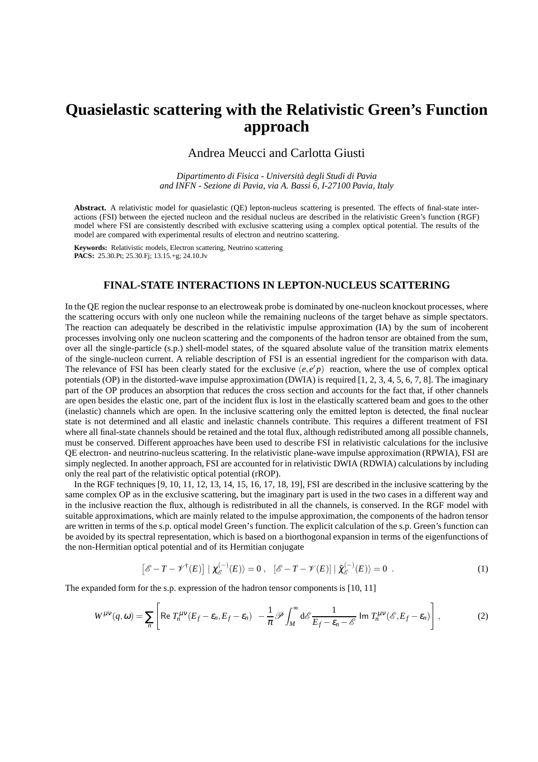# Quasielastic scattering with the Relativistic Green's Function approach

Andrea Meucci and Carlotta Giusti

*Dipartimento di Fisica - Università degli Studi di Pavia and INFN - Sezione di Pavia, via A. Bassi 6, I-27100 Pavia, Italy*

**Abstract.** A relativistic model for quasielastic (QE) lepton-nucleus scattering is presented. The effects of final-state interactions (FSI) between the ejected nucleon and the residual nucleus are described in the relativistic Green's function (RGF) model where FSI are consistently described with exclusive scattering using a complex optical potential. The results of the model are compared with experimental results of electron and neutrino scattering.

**Keywords:** Relativistic models, Electron scattering, Neutrino scattering
**PACS:** 25.30.Pt; 25.30.Fj; 13.15.+g; 24.10.Jv

## FINAL-STATE INTERACTIONS IN LEPTON-NUCLEUS SCATTERING

In the QE region the nuclear response to an electroweak probe is dominated by one-nucleon knockout processes, where the scattering occurs with only one nucleon while the remaining nucleons of the target behave as simple spectators. The reaction can adequately be described in the relativistic impulse approximation (IA) by the sum of incoherent processes involving only one nucleon scattering and the components of the hadron tensor are obtained from the sum, over all the single-particle (s.p.) shell-model states, of the squared absolute value of the transition matrix elements of the single-nucleon current. A reliable description of FSI is an essential ingredient for the comparison with data. The relevance of FSI has been clearly stated for the exclusive $(e,e'p)$ reaction, where the use of complex optical potentials (OP) in the distorted-wave impulse approximation (DWIA) is required [1, 2, 3, 4, 5, 6, 7, 8]. The imaginary part of the OP produces an absorption that reduces the cross section and accounts for the fact that, if other channels are open besides the elastic one, part of the incident flux is lost in the elastically scattered beam and goes to the other (inelastic) channels which are open. In the inclusive scattering only the emitted lepton is detected, the final nuclear state is not determined and all elastic and inelastic channels contribute. This requires a different treatment of FSI where all final-state channels should be retained and the total flux, although redistributed among all possible channels, must be conserved. Different approaches have been used to describe FSI in relativistic calculations for the inclusive QE electron- and neutrino-nucleus scattering. In the relativistic plane-wave impulse approximation (RPWIA), FSI are simply neglected. In another approach, FSI are accounted for in relativistic DWIA (RDWIA) calculations by including only the real part of the relativistic optical potential (rROP).

In the RGF techniques [9, 10, 11, 12, 13, 14, 15, 16, 17, 18, 19], FSI are described in the inclusive scattering by the same complex OP as in the exclusive scattering, but the imaginary part is used in the two cases in a different way and in the inclusive reaction the flux, although is redistributed in all the channels, is conserved. In the RGF model with suitable approximations, which are mainly related to the impulse approximation, the components of the hadron tensor are written in terms of the s.p. optical model Green's function. The explicit calculation of the s.p. Green's function can be avoided by its spectral representation, which is based on a biorthogonal expansion in terms of the eigenfunctions of the non-Hermitian optical potential and of its Hermitian conjugate

$$\left[\mathscr{E} - T - \mathscr{V}^{\dagger}(E)\right] \mid \chi_{\mathscr{E}}^{(-)}(E)\rangle = 0 \ , \quad \left[\mathscr{E} - T - \mathscr{V}(E)\right] \mid \tilde{\chi}_{\mathscr{E}}^{(-)}(E)\rangle = 0 \ . \tag{1}$$

The expanded form for the s.p. expression of the hadron tensor components is [10, 11]

$$W^{\mu\nu}(q,\omega) = \sum_n \left[ \mathrm{Re}\ T_n^{\mu\nu}(E_f - \varepsilon_n, E_f - \varepsilon_n) \ - \frac{1}{\pi} \mathscr{P} \int_M^{\infty} \mathrm{d}\mathscr{E} \frac{1}{E_f - \varepsilon_n - \mathscr{E}} \ \mathrm{Im}\ T_n^{\mu\nu}(\mathscr{E}, E_f - \varepsilon_n) \right] , \tag{2}$$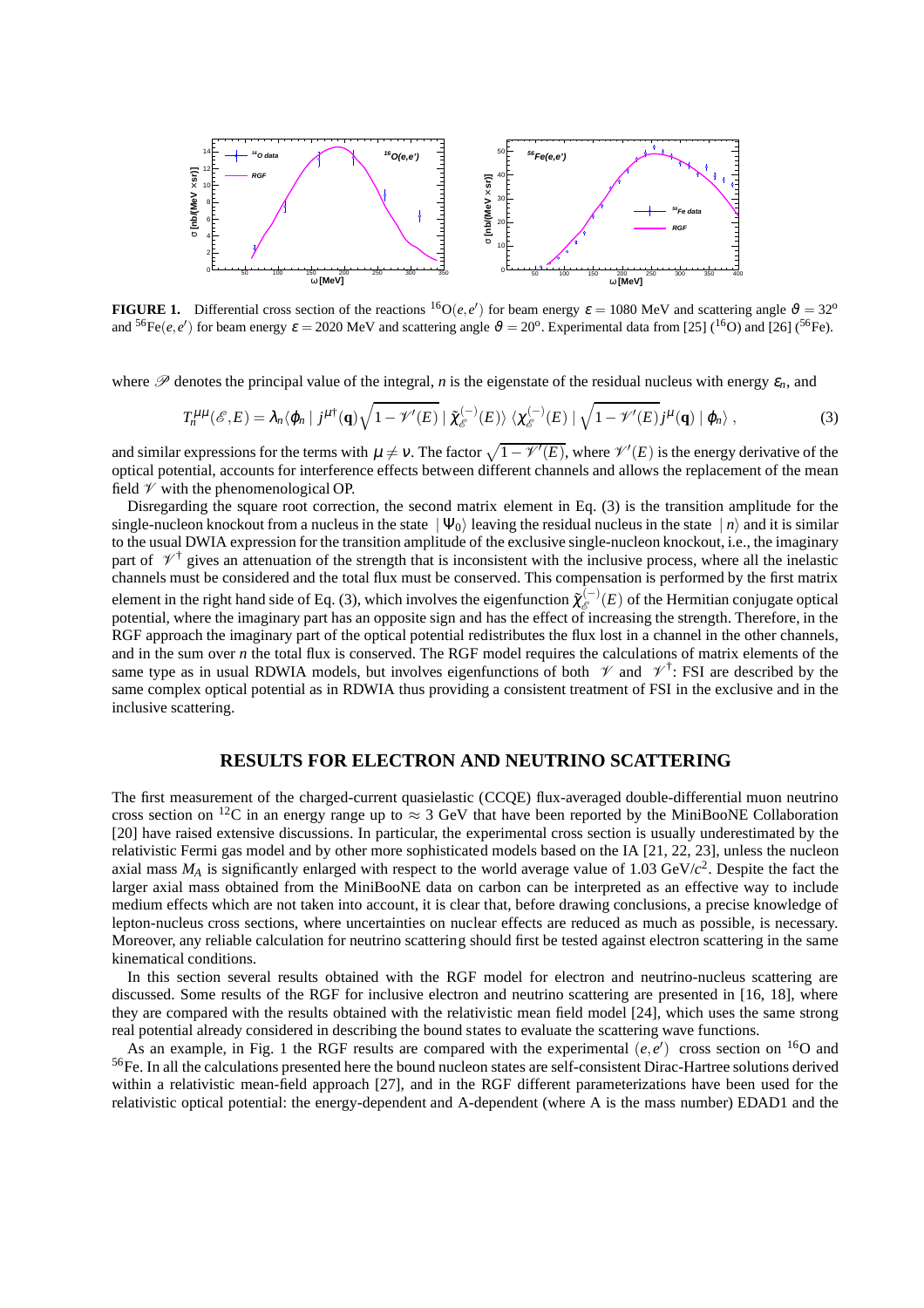**FIGURE 1.** Differential cross section of the reactions $^{16}\mathrm{O}(e,e')$ for beam energy $\varepsilon = 1080$ MeV and scattering angle $\vartheta = 32^{\mathrm{o}}$ and $^{56}\mathrm{Fe}(e,e')$ for beam energy $\varepsilon = 2020$ MeV and scattering angle $\vartheta = 20^{\mathrm{o}}$. Experimental data from [25] ($^{16}$O) and [26] ($^{56}$Fe).

where $\mathscr{P}$ denotes the principal value of the integral, $n$ is the eigenstate of the residual nucleus with energy $\varepsilon_n$, and

$$T_n^{\mu\mu}(\mathscr{E},E) = \lambda_n \langle \varphi_n \mid j^{\mu\dagger}(\mathbf{q}) \sqrt{1-\mathscr{V}'(E)} \mid \tilde{\chi}_{\mathscr{E}}^{(-)}(E) \rangle \langle \chi_{\mathscr{E}}^{(-)}(E) \mid \sqrt{1-\mathscr{V}'(E)}\, j^{\mu}(\mathbf{q}) \mid \varphi_n \rangle , \tag{3}$$

and similar expressions for the terms with $\mu \neq \nu$. The factor $\sqrt{1-\mathscr{V}'(E)}$, where $\mathscr{V}'(E)$ is the energy derivative of the optical potential, accounts for interference effects between different channels and allows the replacement of the mean field $\mathscr{V}$ with the phenomenological OP.

Disregarding the square root correction, the second matrix element in Eq. (3) is the transition amplitude for the single-nucleon knockout from a nucleus in the state $\mid \Psi_0 \rangle$ leaving the residual nucleus in the state $\mid n \rangle$ and it is similar to the usual DWIA expression for the transition amplitude of the exclusive single-nucleon knockout, i.e., the imaginary part of $\mathscr{V}^{\dagger}$ gives an attenuation of the strength that is inconsistent with the inclusive process, where all the inelastic channels must be considered and the total flux must be conserved. This compensation is performed by the first matrix element in the right hand side of Eq. (3), which involves the eigenfunction $\tilde{\chi}_{\mathscr{E}}^{(-)}(E)$ of the Hermitian conjugate optical potential, where the imaginary part has an opposite sign and has the effect of increasing the strength. Therefore, in the RGF approach the imaginary part of the optical potential redistributes the flux lost in a channel in the other channels, and in the sum over $n$ the total flux is conserved. The RGF model requires the calculations of matrix elements of the same type as in usual RDWIA models, but involves eigenfunctions of both $\mathscr{V}$ and $\mathscr{V}^{\dagger}$: FSI are described by the same complex optical potential as in RDWIA thus providing a consistent treatment of FSI in the exclusive and in the inclusive scattering.

## RESULTS FOR ELECTRON AND NEUTRINO SCATTERING

The first measurement of the charged-current quasielastic (CCQE) flux-averaged double-differential muon neutrino cross section on $^{12}$C in an energy range up to $\approx 3$ GeV that have been reported by the MiniBooNE Collaboration [20] have raised extensive discussions. In particular, the experimental cross section is usually underestimated by the relativistic Fermi gas model and by other more sophisticated models based on the IA [21, 22, 23], unless the nucleon axial mass $M_A$ is significantly enlarged with respect to the world average value of 1.03 GeV/$c^2$. Despite the fact the larger axial mass obtained from the MiniBooNE data on carbon can be interpreted as an effective way to include medium effects which are not taken into account, it is clear that, before drawing conclusions, a precise knowledge of lepton-nucleus cross sections, where uncertainties on nuclear effects are reduced as much as possible, is necessary. Moreover, any reliable calculation for neutrino scattering should first be tested against electron scattering in the same kinematical conditions.

In this section several results obtained with the RGF model for electron and neutrino-nucleus scattering are discussed. Some results of the RGF for inclusive electron and neutrino scattering are presented in [16, 18], where they are compared with the results obtained with the relativistic mean field model [24], which uses the same strong real potential already considered in describing the bound states to evaluate the scattering wave functions.

As an example, in Fig. 1 the RGF results are compared with the experimental $(e,e')$ cross section on $^{16}$O and $^{56}$Fe. In all the calculations presented here the bound nucleon states are self-consistent Dirac-Hartree solutions derived within a relativistic mean-field approach [27], and in the RGF different parameterizations have been used for the relativistic optical potential: the energy-dependent and A-dependent (where A is the mass number) EDAD1 and the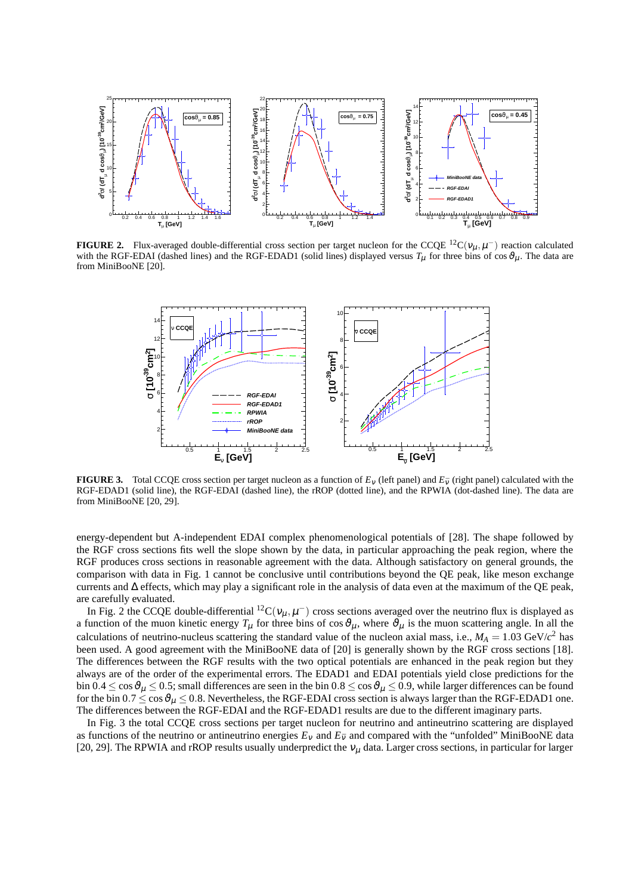**FIGURE 2.** Flux-averaged double-differential cross section per target nucleon for the CCQE $^{12}$C$(\nu_\mu, \mu^-)$ reaction calculated with the RGF-EDAI (dashed lines) and the RGF-EDAD1 (solid lines) displayed versus $T_\mu$ for three bins of $\cos\vartheta_\mu$. The data are from MiniBooNE [20].

**FIGURE 3.** Total CCQE cross section per target nucleon as a function of $E_\nu$ (left panel) and $E_{\bar{\nu}}$ (right panel) calculated with the RGF-EDAD1 (solid line), the RGF-EDAI (dashed line), the rROP (dotted line), and the RPWIA (dot-dashed line). The data are from MiniBooNE [20, 29].

energy-dependent but A-independent EDAI complex phenomenological potentials of [28]. The shape followed by the RGF cross sections fits well the slope shown by the data, in particular approaching the peak region, where the RGF produces cross sections in reasonable agreement with the data. Although satisfactory on general grounds, the comparison with data in Fig. 1 cannot be conclusive until contributions beyond the QE peak, like meson exchange currents and $\Delta$ effects, which may play a significant role in the analysis of data even at the maximum of the QE peak, are carefully evaluated.

In Fig. 2 the CCQE double-differential $^{12}$C$(\nu_\mu, \mu^-)$ cross sections averaged over the neutrino flux is displayed as a function of the muon kinetic energy $T_\mu$ for three bins of $\cos\vartheta_\mu$, where $\vartheta_\mu$ is the muon scattering angle. In all the calculations of neutrino-nucleus scattering the standard value of the nucleon axial mass, i.e., $M_A = 1.03$ GeV/c$^2$ has been used. A good agreement with the MiniBooNE data of [20] is generally shown by the RGF cross sections [18]. The differences between the RGF results with the two optical potentials are enhanced in the peak region but they always are of the order of the experimental errors. The EDAD1 and EDAI potentials yield close predictions for the bin $0.4 \le \cos\vartheta_\mu \le 0.5$; small differences are seen in the bin $0.8 \le \cos\vartheta_\mu \le 0.9$, while larger differences can be found for the bin $0.7 \le \cos\vartheta_\mu \le 0.8$. Nevertheless, the RGF-EDAI cross section is always larger than the RGF-EDAD1 one. The differences between the RGF-EDAI and the RGF-EDAD1 results are due to the different imaginary parts.

In Fig. 3 the total CCQE cross sections per target nucleon for neutrino and antineutrino scattering are displayed as functions of the neutrino or antineutrino energies $E_\nu$ and $E_{\bar{\nu}}$ and compared with the "unfolded" MiniBooNE data [20, 29]. The RPWIA and rROP results usually underpredict the $\nu_\mu$ data. Larger cross sections, in particular for larger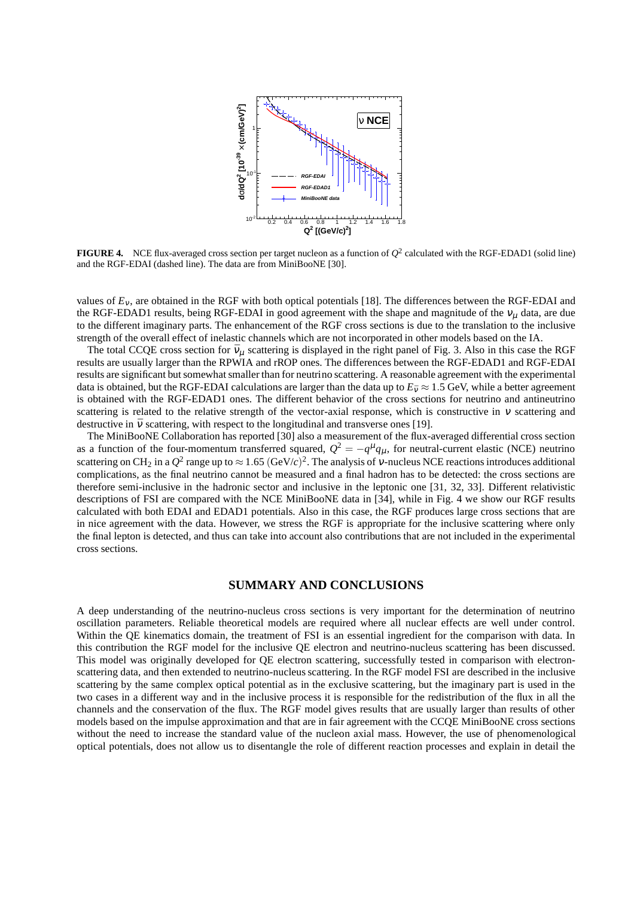ν NCE

dσ/dQ$^2$ [10$^{-39}$ ×(cm/GeV)$^2$]

1

10$^{-1}$

10$^{-2}$

0.2 0.4 0.6 0.8 1 1.2 1.4 1.6 1.8

Q$^2$ [(GeV/c)$^2$]

RGF-EDAI

RGF-EDAD1

MiniBooNE data

**FIGURE 4.** NCE flux-averaged cross section per target nucleon as a function of $Q^2$ calculated with the RGF-EDAD1 (solid line) and the RGF-EDAI (dashed line). The data are from MiniBooNE [30].

values of $E_\nu$, are obtained in the RGF with both optical potentials [18]. The differences between the RGF-EDAI and the RGF-EDAD1 results, being RGF-EDAI in good agreement with the shape and magnitude of the $\nu_\mu$ data, are due to the different imaginary parts. The enhancement of the RGF cross sections is due to the translation to the inclusive strength of the overall effect of inelastic channels which are not incorporated in other models based on the IA.

The total CCQE cross section for $\bar{\nu}_\mu$ scattering is displayed in the right panel of Fig. 3. Also in this case the RGF results are usually larger than the RPWIA and rROP ones. The differences between the RGF-EDAD1 and RGF-EDAI results are significant but somewhat smaller than for neutrino scattering. A reasonable agreement with the experimental data is obtained, but the RGF-EDAI calculations are larger than the data up to $E_{\bar{\nu}} \approx 1.5$ GeV, while a better agreement is obtained with the RGF-EDAD1 ones. The different behavior of the cross sections for neutrino and antineutrino scattering is related to the relative strength of the vector-axial response, which is constructive in $\nu$ scattering and destructive in $\bar{\nu}$ scattering, with respect to the longitudinal and transverse ones [19].

The MiniBooNE Collaboration has reported [30] also a measurement of the flux-averaged differential cross section as a function of the four-momentum transferred squared, $Q^2 = -q^\mu q_\mu$, for neutral-current elastic (NCE) neutrino scattering on $CH_2$ in a $Q^2$ range up to $\approx 1.65$ $(\mathrm{GeV}/c)^2$. The analysis of $\nu$-nucleus NCE reactions introduces additional complications, as the final neutrino cannot be measured and a final hadron has to be detected: the cross sections are therefore semi-inclusive in the hadronic sector and inclusive in the leptonic one [31, 32, 33]. Different relativistic descriptions of FSI are compared with the NCE MiniBooNE data in [34], while in Fig. 4 we show our RGF results calculated with both EDAI and EDAD1 potentials. Also in this case, the RGF produces large cross sections that are in nice agreement with the data. However, we stress the RGF is appropriate for the inclusive scattering where only the final lepton is detected, and thus can take into account also contributions that are not included in the experimental cross sections.

## SUMMARY AND CONCLUSIONS

A deep understanding of the neutrino-nucleus cross sections is very important for the determination of neutrino oscillation parameters. Reliable theoretical models are required where all nuclear effects are well under control. Within the QE kinematics domain, the treatment of FSI is an essential ingredient for the comparison with data. In this contribution the RGF model for the inclusive QE electron and neutrino-nucleus scattering has been discussed. This model was originally developed for QE electron scattering, successfully tested in comparison with electron-scattering data, and then extended to neutrino-nucleus scattering. In the RGF model FSI are described in the inclusive scattering by the same complex optical potential as in the exclusive scattering, but the imaginary part is used in the two cases in a different way and in the inclusive process it is responsible for the redistribution of the flux in all the channels and the conservation of the flux. The RGF model gives results that are usually larger than results of other models based on the impulse approximation and that are in fair agreement with the CCQE MiniBooNE cross sections without the need to increase the standard value of the nucleon axial mass. However, the use of phenomenological optical potentials, does not allow us to disentangle the role of different reaction processes and explain in detail the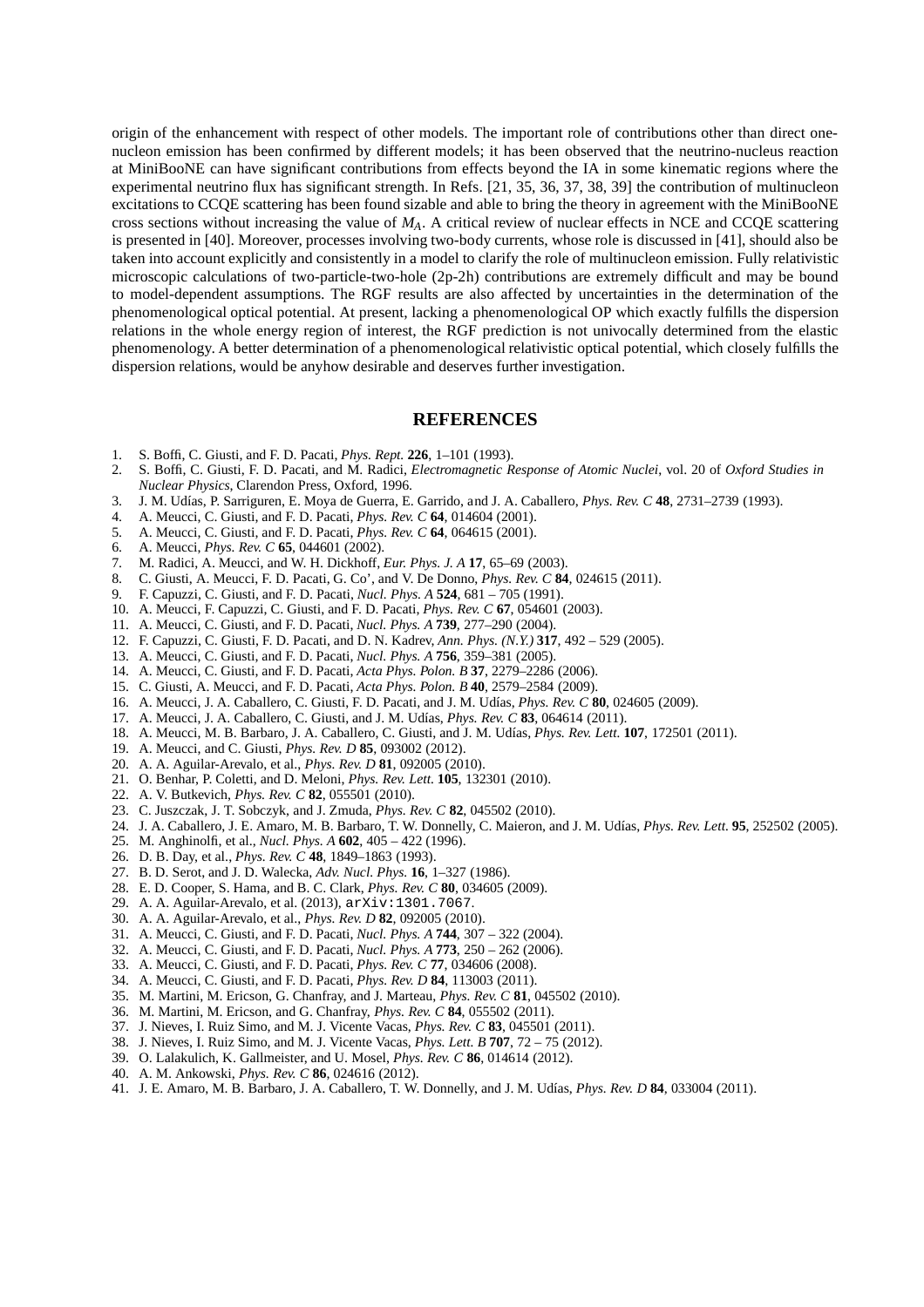origin of the enhancement with respect of other models. The important role of contributions other than direct one-nucleon emission has been confirmed by different models; it has been observed that the neutrino-nucleus reaction at MiniBooNE can have significant contributions from effects beyond the IA in some kinematic regions where the experimental neutrino flux has significant strength. In Refs. [21, 35, 36, 37, 38, 39] the contribution of multinucleon excitations to CCQE scattering has been found sizable and able to bring the theory in agreement with the MiniBooNE cross sections without increasing the value of $M_A$. A critical review of nuclear effects in NCE and CCQE scattering is presented in [40]. Moreover, processes involving two-body currents, whose role is discussed in [41], should also be taken into account explicitly and consistently in a model to clarify the role of multinucleon emission. Fully relativistic microscopic calculations of two-particle-two-hole (2p-2h) contributions are extremely difficult and may be bound to model-dependent assumptions. The RGF results are also affected by uncertainties in the determination of the phenomenological optical potential. At present, lacking a phenomenological OP which exactly fulfills the dispersion relations in the whole energy region of interest, the RGF prediction is not univocally determined from the elastic phenomenology. A better determination of a phenomenological relativistic optical potential, which closely fulfills the dispersion relations, would be anyhow desirable and deserves further investigation.

## REFERENCES

1. S. Boffi, C. Giusti, and F. D. Pacati, *Phys. Rept.* **226**, 1–101 (1993).
2. S. Boffi, C. Giusti, F. D. Pacati, and M. Radici, *Electromagnetic Response of Atomic Nuclei*, vol. 20 of *Oxford Studies in Nuclear Physics*, Clarendon Press, Oxford, 1996.
3. J. M. Udías, P. Sarriguren, E. Moya de Guerra, E. Garrido, and J. A. Caballero, *Phys. Rev. C* **48**, 2731–2739 (1993).
4. A. Meucci, C. Giusti, and F. D. Pacati, *Phys. Rev. C* **64**, 014604 (2001).
5. A. Meucci, C. Giusti, and F. D. Pacati, *Phys. Rev. C* **64**, 064615 (2001).
6. A. Meucci, *Phys. Rev. C* **65**, 044601 (2002).
7. M. Radici, A. Meucci, and W. H. Dickhoff, *Eur. Phys. J. A* **17**, 65–69 (2003).
8. C. Giusti, A. Meucci, F. D. Pacati, G. Co', and V. De Donno, *Phys. Rev. C* **84**, 024615 (2011).
9. F. Capuzzi, C. Giusti, and F. D. Pacati, *Nucl. Phys. A* **524**, 681 – 705 (1991).
10. A. Meucci, F. Capuzzi, C. Giusti, and F. D. Pacati, *Phys. Rev. C* **67**, 054601 (2003).
11. A. Meucci, C. Giusti, and F. D. Pacati, *Nucl. Phys. A* **739**, 277–290 (2004).
12. F. Capuzzi, C. Giusti, F. D. Pacati, and D. N. Kadrev, *Ann. Phys. (N.Y.)* **317**, 492 – 529 (2005).
13. A. Meucci, C. Giusti, and F. D. Pacati, *Nucl. Phys. A* **756**, 359–381 (2005).
14. A. Meucci, C. Giusti, and F. D. Pacati, *Acta Phys. Polon. B* **37**, 2279–2286 (2006).
15. C. Giusti, A. Meucci, and F. D. Pacati, *Acta Phys. Polon. B* **40**, 2579–2584 (2009).
16. A. Meucci, J. A. Caballero, C. Giusti, F. D. Pacati, and J. M. Udías, *Phys. Rev. C* **80**, 024605 (2009).
17. A. Meucci, J. A. Caballero, C. Giusti, and J. M. Udías, *Phys. Rev. C* **83**, 064614 (2011).
18. A. Meucci, M. B. Barbaro, J. A. Caballero, C. Giusti, and J. M. Udías, *Phys. Rev. Lett.* **107**, 172501 (2011).
19. A. Meucci, and C. Giusti, *Phys. Rev. D* **85**, 093002 (2012).
20. A. A. Aguilar-Arevalo, et al., *Phys. Rev. D* **81**, 092005 (2010).
21. O. Benhar, P. Coletti, and D. Meloni, *Phys. Rev. Lett.* **105**, 132301 (2010).
22. A. V. Butkevich, *Phys. Rev. C* **82**, 055501 (2010).
23. C. Juszczak, J. T. Sobczyk, and J. Zmuda, *Phys. Rev. C* **82**, 045502 (2010).
24. J. A. Caballero, J. E. Amaro, M. B. Barbaro, T. W. Donnelly, C. Maieron, and J. M. Udías, *Phys. Rev. Lett.* **95**, 252502 (2005).
25. M. Anghinolfi, et al., *Nucl. Phys. A* **602**, 405 – 422 (1996).
26. D. B. Day, et al., *Phys. Rev. C* **48**, 1849–1863 (1993).
27. B. D. Serot, and J. D. Walecka, *Adv. Nucl. Phys.* **16**, 1–327 (1986).
28. E. D. Cooper, S. Hama, and B. C. Clark, *Phys. Rev. C* **80**, 034605 (2009).
29. A. A. Aguilar-Arevalo, et al. (2013), `arXiv:1301.7067`.
30. A. A. Aguilar-Arevalo, et al., *Phys. Rev. D* **82**, 092005 (2010).
31. A. Meucci, C. Giusti, and F. D. Pacati, *Nucl. Phys. A* **744**, 307 – 322 (2004).
32. A. Meucci, C. Giusti, and F. D. Pacati, *Nucl. Phys. A* **773**, 250 – 262 (2006).
33. A. Meucci, C. Giusti, and F. D. Pacati, *Phys. Rev. C* **77**, 034606 (2008).
34. A. Meucci, C. Giusti, and F. D. Pacati, *Phys. Rev. D* **84**, 113003 (2011).
35. M. Martini, M. Ericson, G. Chanfray, and J. Marteau, *Phys. Rev. C* **81**, 045502 (2010).
36. M. Martini, M. Ericson, and G. Chanfray, *Phys. Rev. C* **84**, 055502 (2011).
37. J. Nieves, I. Ruiz Simo, and M. J. Vicente Vacas, *Phys. Rev. C* **83**, 045501 (2011).
38. J. Nieves, I. Ruiz Simo, and M. J. Vicente Vacas, *Phys. Lett. B* **707**, 72 – 75 (2012).
39. O. Lalakulich, K. Gallmeister, and U. Mosel, *Phys. Rev. C* **86**, 014614 (2012).
40. A. M. Ankowski, *Phys. Rev. C* **86**, 024616 (2012).
41. J. E. Amaro, M. B. Barbaro, J. A. Caballero, T. W. Donnelly, and J. M. Udías, *Phys. Rev. D* **84**, 033004 (2011).